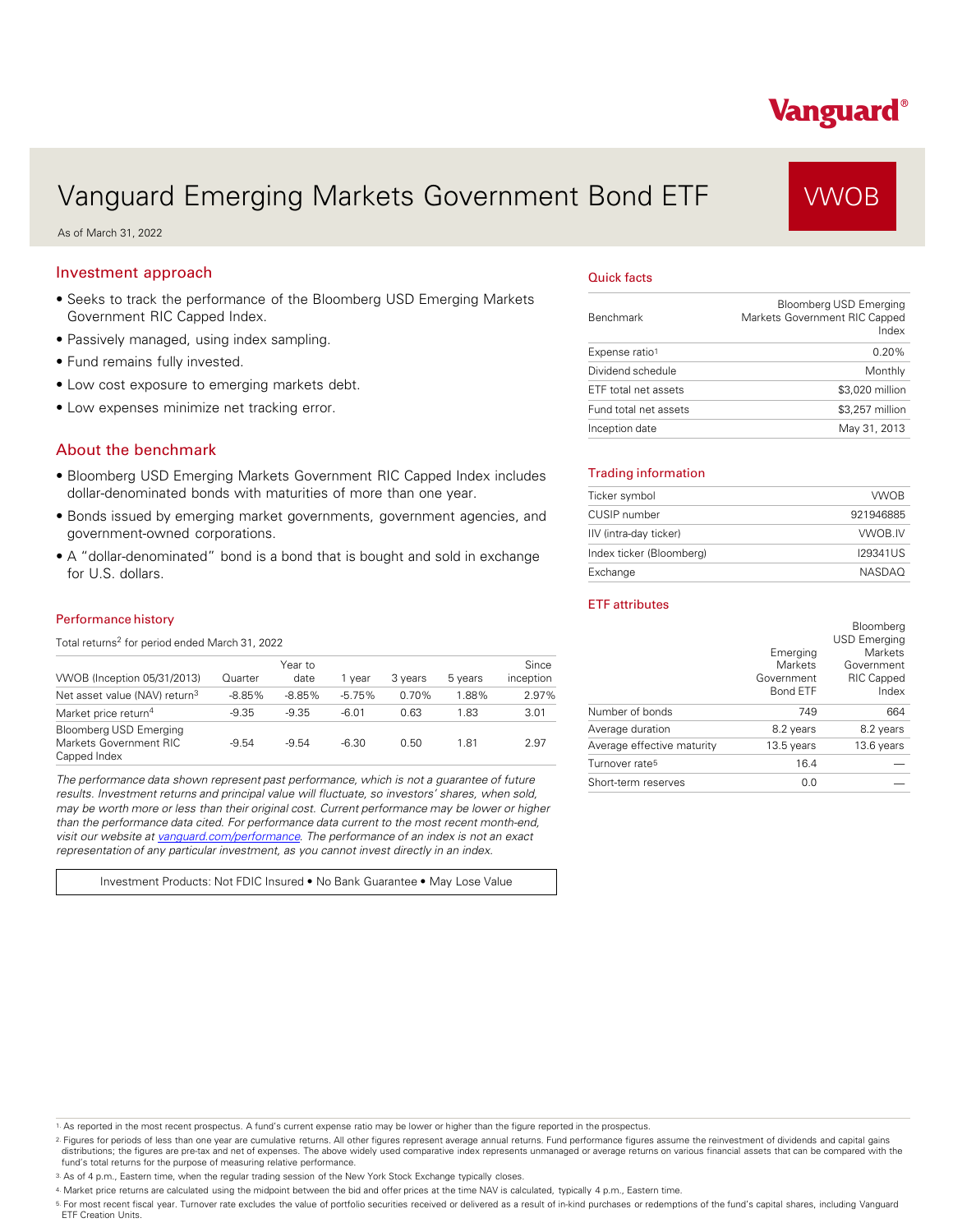Vanguard®

# Vanguard Emerging Markets Government Bond ETF

**VWOB**

As of March 31, 2022

## Investment approach

- Seeks to track the performance of the Bloomberg USD Emerging Markets Government RIC Capped Index.
- Passively managed, using index sampling.
- Fund remains fully invested.
- Low cost exposure to emerging markets debt.
- Low expenses minimize net tracking error.

## About the benchmark

- Bloomberg USD Emerging Markets Government RIC Capped Index includes dollar-denominated bonds with maturities of more than one year.
- Bonds issued by emerging market governments, government agencies, and government-owned corporations.
- A "dollar-denominated" bond is a bond that is bought and sold in exchange for U.S. dollars.

### Performance history

Total returns[2] for period ended March 31, 2022

| VWOB (Inception 05/31/2013) | Quarter | Year to date | 1 year | 3 years | 5 years | Since inception |
|---|---|---|---|---|---|---|
| Net asset value (NAV) return[3] | -8.85% | -8.85% | -5.75% | 0.70% | 1.88% | 2.97% |
| Market price return[4] | -9.35 | -9.35 | -6.01 | 0.63 | 1.83 | 3.01 |
| Bloomberg USD Emerging Markets Government RIC Capped Index | -9.54 | -9.54 | -6.30 | 0.50 | 1.81 | 2.97 |

*The performance data shown represent past performance, which is not a guarantee of future results. Investment returns and principal value will fluctuate, so investors' shares, when sold, may be worth more or less than their original cost. Current performance may be lower or higher than the performance data cited. For performance data current to the most recent month-end, visit our website at vanguard.com/performance. The performance of an index is not an exact representation of any particular investment, as you cannot invest directly in an index.*

Investment Products: Not FDIC Insured • No Bank Guarantee • May Lose Value

## Quick facts

| | |
|---|---|
| Benchmark | Bloomberg USD Emerging Markets Government RIC Capped Index |
| Expense ratio[1] | 0.20% |
| Dividend schedule | Monthly |
| ETF total net assets | $3,020 million |
| Fund total net assets | $3,257 million |
| Inception date | May 31, 2013 |

## Trading information

| | |
|---|---|
| Ticker symbol | VWOB |
| CUSIP number | 921946885 |
| IIV (intra-day ticker) | VWOB.IV |
| Index ticker (Bloomberg) | I29341US |
| Exchange | NASDAQ |

## ETF attributes

| | Emerging Markets Government Bond ETF | Bloomberg USD Emerging Markets Government RIC Capped Index |
|---|---|---|
| Number of bonds | 749 | 664 |
| Average duration | 8.2 years | 8.2 years |
| Average effective maturity | 13.5 years | 13.6 years |
| Turnover rate[5] | 16.4 | — |
| Short-term reserves | 0.0 | — |

1. As reported in the most recent prospectus. A fund's current expense ratio may be lower or higher than the figure reported in the prospectus.
2. Figures for periods of less than one year are cumulative returns. All other figures represent average annual returns. Fund performance figures assume the reinvestment of dividends and capital gains distributions; the figures are pre-tax and net of expenses. The above widely used comparative index represents unmanaged or average returns on various financial assets that can be compared with the fund's total returns for the purpose of measuring relative performance.
3. As of 4 p.m., Eastern time, when the regular trading session of the New York Stock Exchange typically closes.
4. Market price returns are calculated using the midpoint between the bid and offer prices at the time NAV is calculated, typically 4 p.m., Eastern time.
5. For most recent fiscal year. Turnover rate excludes the value of portfolio securities received or delivered as a result of in-kind purchases or redemptions of the fund's capital shares, including Vanguard ETF Creation Units.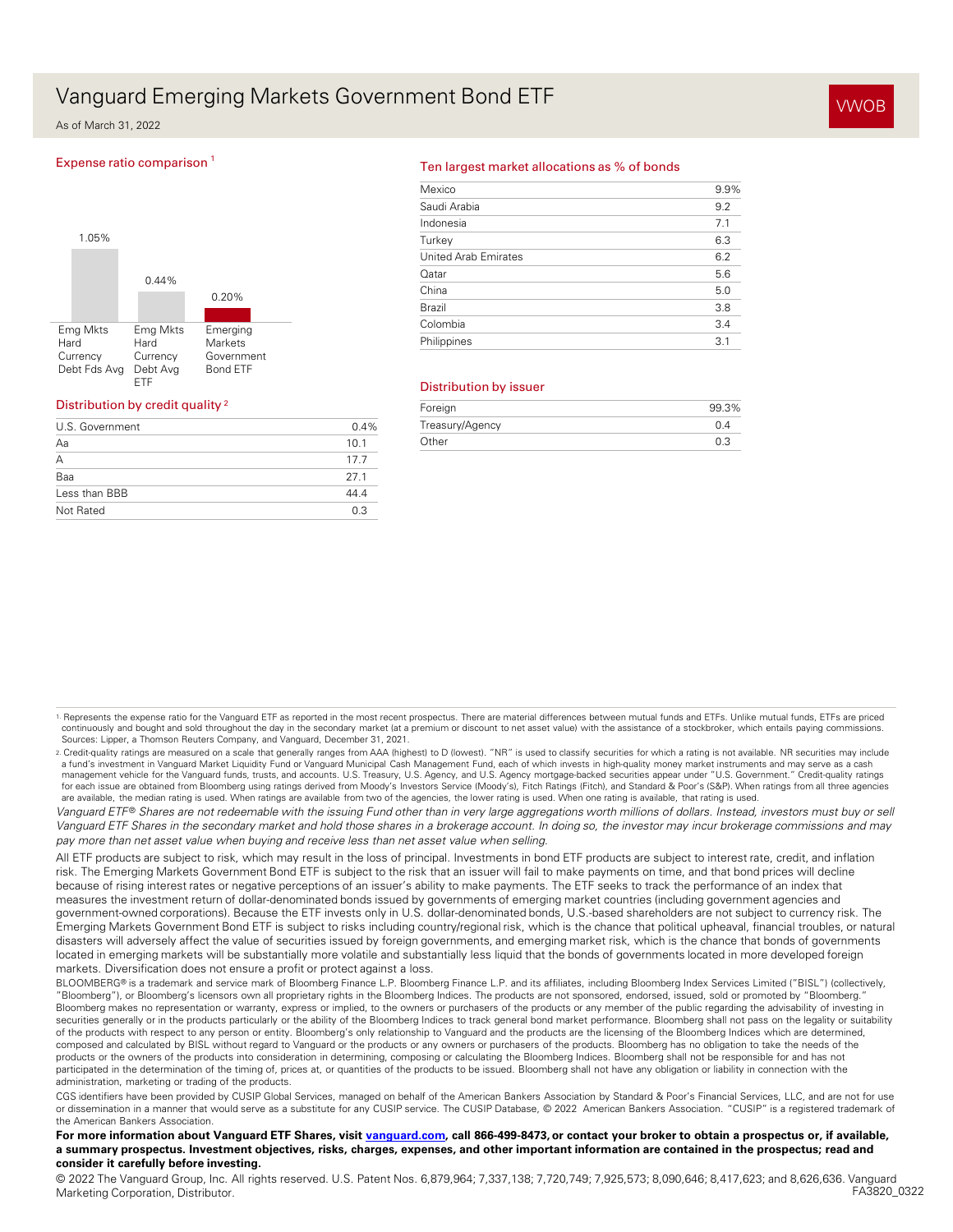# Vanguard Emerging Markets Government Bond ETF

As of March 31, 2022

VWOB

## Expense ratio comparison [1]

1.05%
0.44%
0.20%

Emg Mkts Hard Currency Debt Fds Avg
Emg Mkts Hard Currency Debt Avg ETF
Emerging Markets Government Bond ETF

## Distribution by credit quality [2]

| | |
|---|---|
| U.S. Government | 0.4% |
| Aa | 10.1 |
| A | 17.7 |
| Baa | 27.1 |
| Less than BBB | 44.4 |
| Not Rated | 0.3 |

## Ten largest market allocations as % of bonds

| | |
|---|---|
| Mexico | 9.9% |
| Saudi Arabia | 9.2 |
| Indonesia | 7.1 |
| Turkey | 6.3 |
| United Arab Emirates | 6.2 |
| Qatar | 5.6 |
| China | 5.0 |
| Brazil | 3.8 |
| Colombia | 3.4 |
| Philippines | 3.1 |

## Distribution by issuer

| | |
|---|---|
| Foreign | 99.3% |
| Treasury/Agency | 0.4 |
| Other | 0.3 |

1. Represents the expense ratio for the Vanguard ETF as reported in the most recent prospectus. There are material differences between mutual funds and ETFs. Unlike mutual funds, ETFs are priced continuously and bought and sold throughout the day in the secondary market (at a premium or discount to net asset value) with the assistance of a stockbroker, which entails paying commissions. Sources: Lipper, a Thomson Reuters Company, and Vanguard, December 31, 2021.

2. Credit-quality ratings are measured on a scale that generally ranges from AAA (highest) to D (lowest). "NR" is used to classify securities for which a rating is not available. NR securities may include a fund's investment in Vanguard Market Liquidity Fund or Vanguard Municipal Cash Management Fund, each of which invests in high-quality money market instruments and may serve as a cash management vehicle for the Vanguard funds, trusts, and accounts. U.S. Treasury, U.S. Agency, and U.S. Agency mortgage-backed securities appear under "U.S. Government." Credit-quality ratings for each issue are obtained from Bloomberg using ratings derived from Moody's Investors Service (Moody's), Fitch Ratings (Fitch), and Standard & Poor's (S&P). When ratings from all three agencies are available, the median rating is used. When ratings are available from two of the agencies, the lower rating is used. When one rating is available, that rating is used.

*Vanguard ETF® Shares are not redeemable with the issuing Fund other than in very large aggregations worth millions of dollars. Instead, investors must buy or sell Vanguard ETF Shares in the secondary market and hold those shares in a brokerage account. In doing so, the investor may incur brokerage commissions and may pay more than net asset value when buying and receive less than net asset value when selling.*

All ETF products are subject to risk, which may result in the loss of principal. Investments in bond ETF products are subject to interest rate, credit, and inflation risk. The Emerging Markets Government Bond ETF is subject to the risk that an issuer will fail to make payments on time, and that bond prices will decline because of rising interest rates or negative perceptions of an issuer's ability to make payments. The ETF seeks to track the performance of an index that measures the investment return of dollar-denominated bonds issued by governments of emerging market countries (including government agencies and government-owned corporations). Because the ETF invests only in U.S. dollar-denominated bonds, U.S.-based shareholders are not subject to currency risk. The Emerging Markets Government Bond ETF is subject to risks including country/regional risk, which is the chance that political upheaval, financial troubles, or natural disasters will adversely affect the value of securities issued by foreign governments, and emerging market risk, which is the chance that bonds of governments located in emerging markets will be substantially more volatile and substantially less liquid that the bonds of governments located in more developed foreign markets. Diversification does not ensure a profit or protect against a loss.

BLOOMBERG® is a trademark and service mark of Bloomberg Finance L.P. Bloomberg Finance L.P. and its affiliates, including Bloomberg Index Services Limited ("BISL") (collectively, "Bloomberg"), or Bloomberg's licensors own all proprietary rights in the Bloomberg Indices. The products are not sponsored, endorsed, issued, sold or promoted by "Bloomberg." Bloomberg makes no representation or warranty, express or implied, to the owners or purchasers of the products or any member of the public regarding the advisability of investing in securities generally or in the products particularly or the ability of the Bloomberg Indices to track general bond market performance. Bloomberg shall not pass on the legality or suitability of the products with respect to any person or entity. Bloomberg's only relationship to Vanguard and the products are the licensing of the Bloomberg Indices which are determined, composed and calculated by BISL without regard to Vanguard or the products or any owners or purchasers of the products. Bloomberg has no obligation to take the needs of the products or the owners of the products into consideration in determining, composing or calculating the Bloomberg Indices. Bloomberg shall not be responsible for and has not participated in the determination of the timing of, prices at, or quantities of the products to be issued. Bloomberg shall not have any obligation or liability in connection with the administration, marketing or trading of the products.

CGS identifiers have been provided by CUSIP Global Services, managed on behalf of the American Bankers Association by Standard & Poor's Financial Services, LLC, and are not for use or dissemination in a manner that would serve as a substitute for any CUSIP service. The CUSIP Database, © 2022 American Bankers Association. "CUSIP" is a registered trademark of the American Bankers Association.

**For more information about Vanguard ETF Shares, visit vanguard.com, call 866-499-8473, or contact your broker to obtain a prospectus or, if available, a summary prospectus. Investment objectives, risks, charges, expenses, and other important information are contained in the prospectus; read and consider it carefully before investing.**

© 2022 The Vanguard Group, Inc. All rights reserved. U.S. Patent Nos. 6,879,964; 7,337,138; 7,720,749; 7,925,573; 8,090,646; 8,417,623; and 8,626,636. Vanguard Marketing Corporation, Distributor.

FA3820_0322